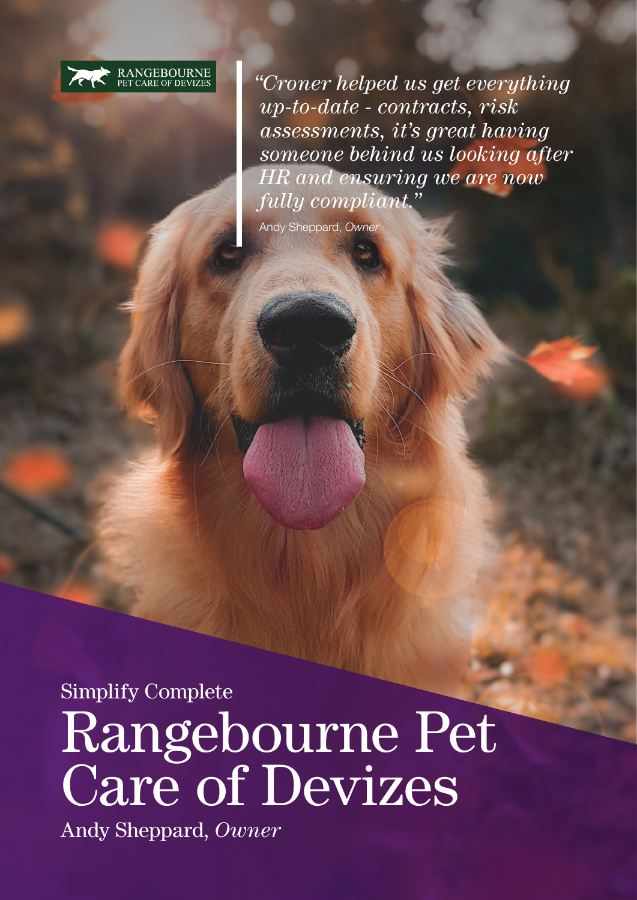RANGEBOURNE
PET CARE OF DEVIZES

> *"Croner helped us get everything up-to-date - contracts, risk assessments, it's great having someone behind us looking after HR and ensuring we are now fully compliant."*
>
> Andy Sheppard, *Owner*

Simplify Complete

# Rangebourne Pet Care of Devizes

Andy Sheppard, *Owner*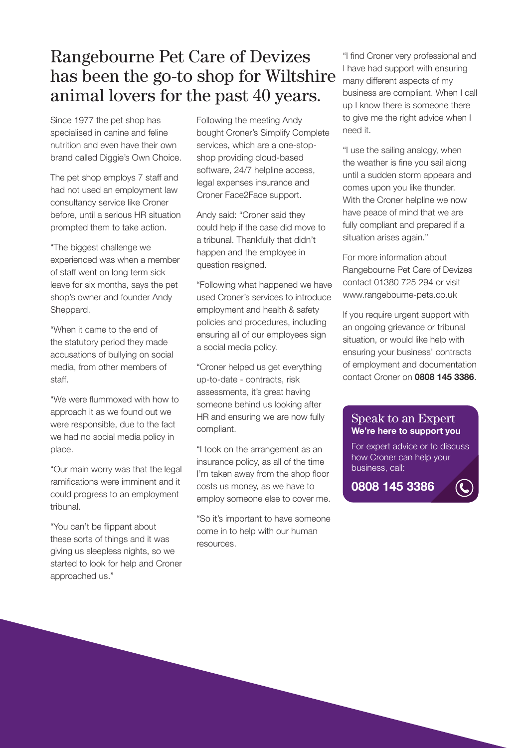# Rangebourne Pet Care of Devizes has been the go-to shop for Wiltshire animal lovers for the past 40 years.

Since 1977 the pet shop has specialised in canine and feline nutrition and even have their own brand called Diggie's Own Choice.

The pet shop employs 7 staff and had not used an employment law consultancy service like Croner before, until a serious HR situation prompted them to take action.

"The biggest challenge we experienced was when a member of staff went on long term sick leave for six months, says the pet shop's owner and founder Andy Sheppard.

"When it came to the end of the statutory period they made accusations of bullying on social media, from other members of staff.

"We were flummoxed with how to approach it as we found out we were responsible, due to the fact we had no social media policy in place.

"Our main worry was that the legal ramifications were imminent and it could progress to an employment tribunal.

"You can't be flippant about these sorts of things and it was giving us sleepless nights, so we started to look for help and Croner approached us."

Following the meeting Andy bought Croner's Simplify Complete services, which are a one-stop-shop providing cloud-based software, 24/7 helpline access, legal expenses insurance and Croner Face2Face support.

Andy said: "Croner said they could help if the case did move to a tribunal. Thankfully that didn't happen and the employee in question resigned.

"Following what happened we have used Croner's services to introduce employment and health & safety policies and procedures, including ensuring all of our employees sign a social media policy.

"Croner helped us get everything up-to-date - contracts, risk assessments, it's great having someone behind us looking after HR and ensuring we are now fully compliant.

"I took on the arrangement as an insurance policy, as all of the time I'm taken away from the shop floor costs us money, as we have to employ someone else to cover me.

"So it's important to have someone come in to help with our human resources.

"I find Croner very professional and I have had support with ensuring many different aspects of my business are compliant. When I call up I know there is someone there to give me the right advice when I need it.

"I use the sailing analogy, when the weather is fine you sail along until a sudden storm appears and comes upon you like thunder. With the Croner helpline we now have peace of mind that we are fully compliant and prepared if a situation arises again."

For more information about Rangebourne Pet Care of Devizes contact 01380 725 294 or visit www.rangebourne-pets.co.uk

If you require urgent support with an ongoing grievance or tribunal situation, or would like help with ensuring your business' contracts of employment and documentation contact Croner on **0808 145 3386**.

## Speak to an Expert

**We're here to support you**

For expert advice or to discuss how Croner can help your business, call:

**0808 145 3386**